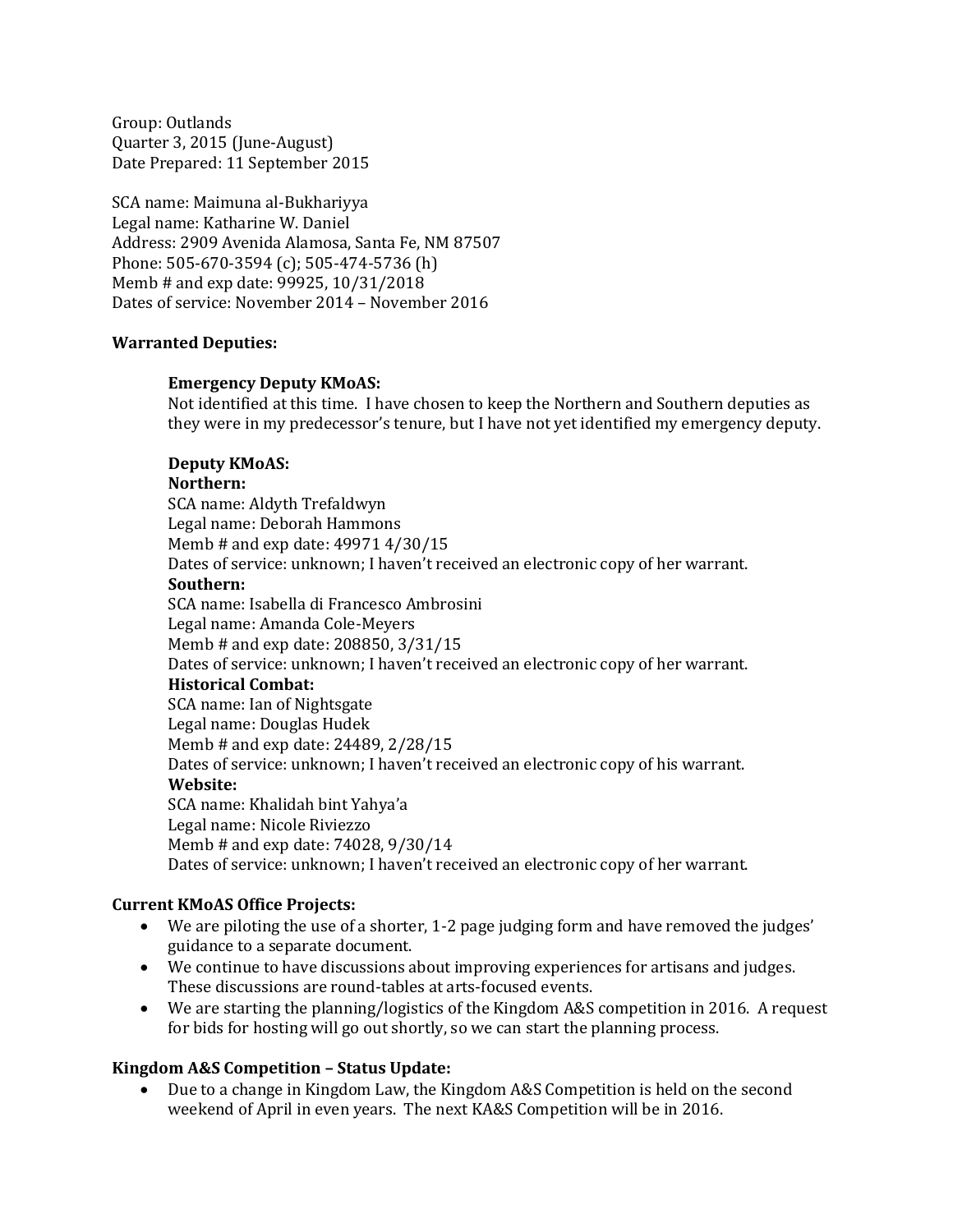Group: Outlands
Quarter 3, 2015 (June-August)
Date Prepared: 11 September 2015

SCA name: Maimuna al-Bukhariyya
Legal name: Katharine W. Daniel
Address: 2909 Avenida Alamosa, Santa Fe, NM 87507
Phone: 505-670-3594 (c); 505-474-5736 (h)
Memb # and exp date: 99925, 10/31/2018
Dates of service: November 2014 – November 2016

**Warranted Deputies:**

**Emergency Deputy KMoAS:**
Not identified at this time. I have chosen to keep the Northern and Southern deputies as they were in my predecessor's tenure, but I have not yet identified my emergency deputy.

**Deputy KMoAS:**

**Northern:**
SCA name: Aldyth Trefaldwyn
Legal name: Deborah Hammons
Memb # and exp date: 49971 4/30/15
Dates of service: unknown; I haven't received an electronic copy of her warrant.

**Southern:**
SCA name: Isabella di Francesco Ambrosini
Legal name: Amanda Cole-Meyers
Memb # and exp date: 208850, 3/31/15
Dates of service: unknown; I haven't received an electronic copy of her warrant.

**Historical Combat:**
SCA name: Ian of Nightsgate
Legal name: Douglas Hudek
Memb # and exp date: 24489, 2/28/15
Dates of service: unknown; I haven't received an electronic copy of his warrant.

**Website:**
SCA name: Khalidah bint Yahya'a
Legal name: Nicole Riviezzo
Memb # and exp date: 74028, 9/30/14
Dates of service: unknown; I haven't received an electronic copy of her warrant.

**Current KMoAS Office Projects:**

- We are piloting the use of a shorter, 1-2 page judging form and have removed the judges' guidance to a separate document.
- We continue to have discussions about improving experiences for artisans and judges. These discussions are round-tables at arts-focused events.
- We are starting the planning/logistics of the Kingdom A&S competition in 2016. A request for bids for hosting will go out shortly, so we can start the planning process.

**Kingdom A&S Competition – Status Update:**

- Due to a change in Kingdom Law, the Kingdom A&S Competition is held on the second weekend of April in even years. The next KA&S Competition will be in 2016.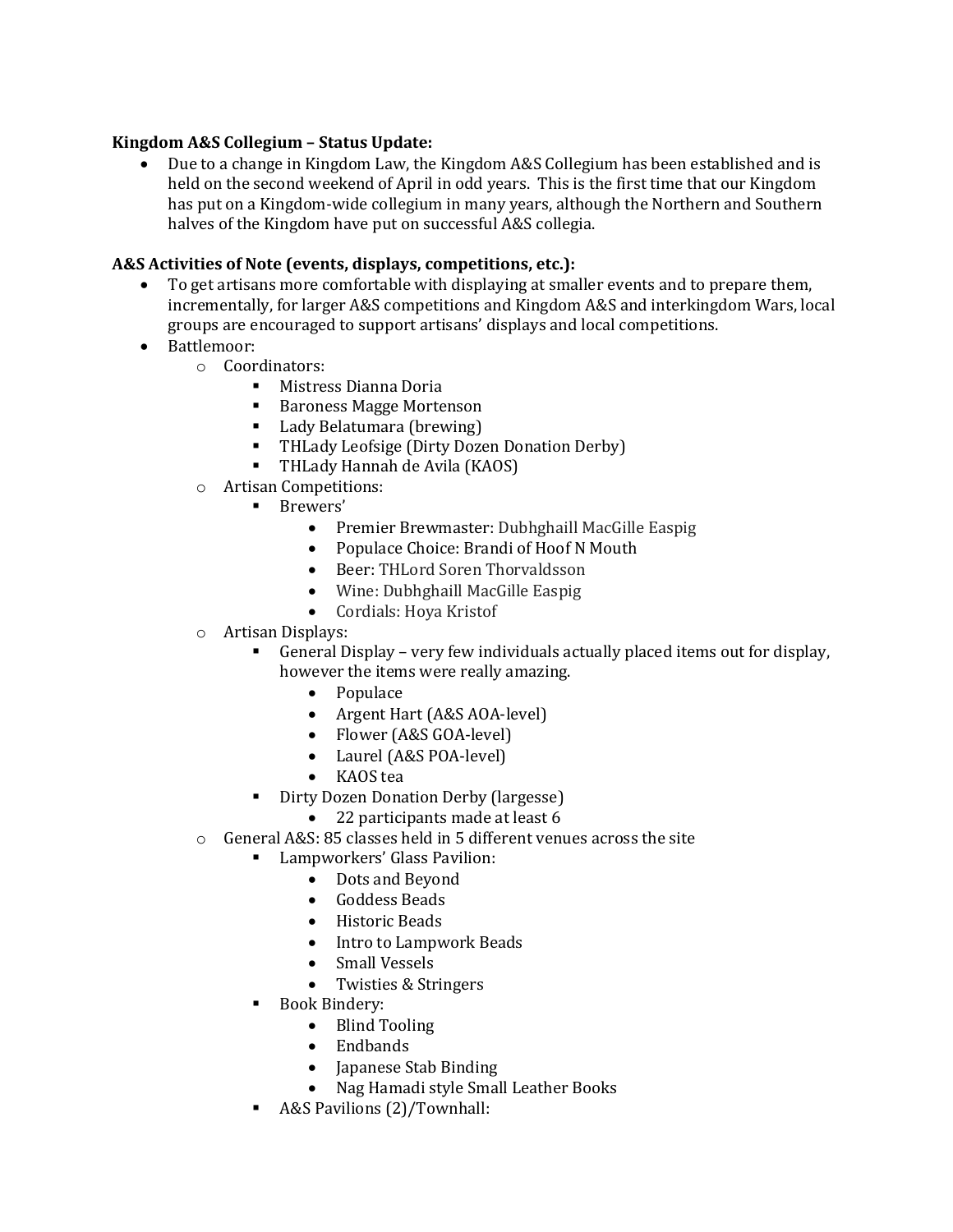**Kingdom A&S Collegium – Status Update:**

- Due to a change in Kingdom Law, the Kingdom A&S Collegium has been established and is held on the second weekend of April in odd years. This is the first time that our Kingdom has put on a Kingdom-wide collegium in many years, although the Northern and Southern halves of the Kingdom have put on successful A&S collegia.

**A&S Activities of Note (events, displays, competitions, etc.):**

- To get artisans more comfortable with displaying at smaller events and to prepare them, incrementally, for larger A&S competitions and Kingdom A&S and interkingdom Wars, local groups are encouraged to support artisans' displays and local competitions.
- Battlemoor:
  - Coordinators:
    - Mistress Dianna Doria
    - Baroness Magge Mortenson
    - Lady Belatumara (brewing)
    - THLady Leofsige (Dirty Dozen Donation Derby)
    - THLady Hannah de Avila (KAOS)
  - Artisan Competitions:
    - Brewers'
      - Premier Brewmaster: Dubhghaill MacGille Easpig
      - Populace Choice: Brandi of Hoof N Mouth
      - Beer: THLord Soren Thorvaldsson
      - Wine: Dubhghaill MacGille Easpig
      - Cordials: Hoya Kristof
  - Artisan Displays:
    - General Display – very few individuals actually placed items out for display, however the items were really amazing.
      - Populace
      - Argent Hart (A&S AOA-level)
      - Flower (A&S GOA-level)
      - Laurel (A&S POA-level)
      - KAOS tea
    - Dirty Dozen Donation Derby (largesse)
      - 22 participants made at least 6
  - General A&S: 85 classes held in 5 different venues across the site
    - Lampworkers' Glass Pavilion:
      - Dots and Beyond
      - Goddess Beads
      - Historic Beads
      - Intro to Lampwork Beads
      - Small Vessels
      - Twisties & Stringers
    - Book Bindery:
      - Blind Tooling
      - Endbands
      - Japanese Stab Binding
      - Nag Hamadi style Small Leather Books
    - A&S Pavilions (2)/Townhall: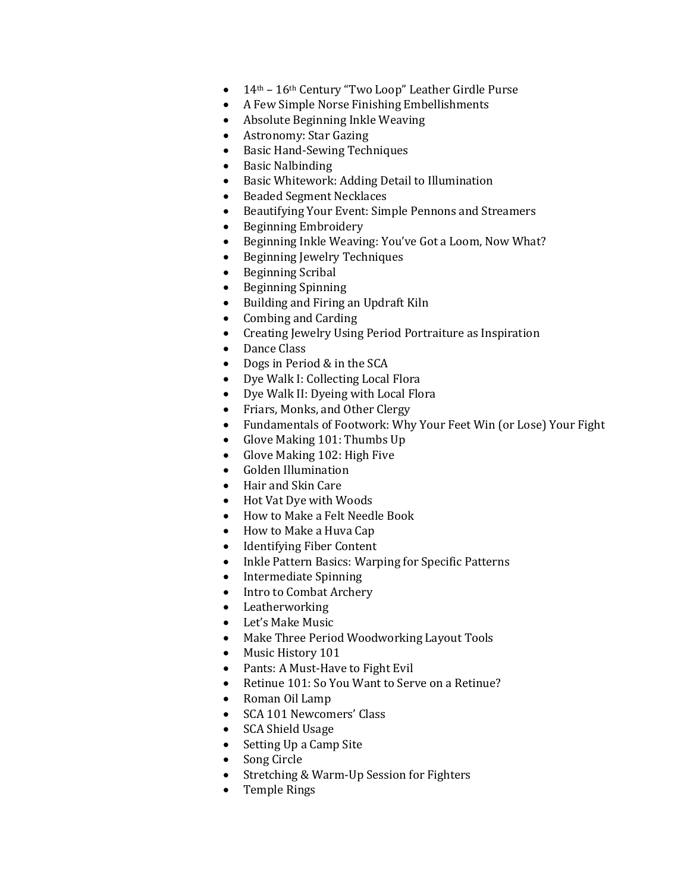- 14th – 16th Century “Two Loop” Leather Girdle Purse
- A Few Simple Norse Finishing Embellishments
- Absolute Beginning Inkle Weaving
- Astronomy: Star Gazing
- Basic Hand-Sewing Techniques
- Basic Nalbinding
- Basic Whitework: Adding Detail to Illumination
- Beaded Segment Necklaces
- Beautifying Your Event: Simple Pennons and Streamers
- Beginning Embroidery
- Beginning Inkle Weaving: You’ve Got a Loom, Now What?
- Beginning Jewelry Techniques
- Beginning Scribal
- Beginning Spinning
- Building and Firing an Updraft Kiln
- Combing and Carding
- Creating Jewelry Using Period Portraiture as Inspiration
- Dance Class
- Dogs in Period & in the SCA
- Dye Walk I: Collecting Local Flora
- Dye Walk II: Dyeing with Local Flora
- Friars, Monks, and Other Clergy
- Fundamentals of Footwork: Why Your Feet Win (or Lose) Your Fight
- Glove Making 101: Thumbs Up
- Glove Making 102: High Five
- Golden Illumination
- Hair and Skin Care
- Hot Vat Dye with Woods
- How to Make a Felt Needle Book
- How to Make a Huva Cap
- Identifying Fiber Content
- Inkle Pattern Basics: Warping for Specific Patterns
- Intermediate Spinning
- Intro to Combat Archery
- Leatherworking
- Let’s Make Music
- Make Three Period Woodworking Layout Tools
- Music History 101
- Pants: A Must-Have to Fight Evil
- Retinue 101: So You Want to Serve on a Retinue?
- Roman Oil Lamp
- SCA 101 Newcomers’ Class
- SCA Shield Usage
- Setting Up a Camp Site
- Song Circle
- Stretching & Warm-Up Session for Fighters
- Temple Rings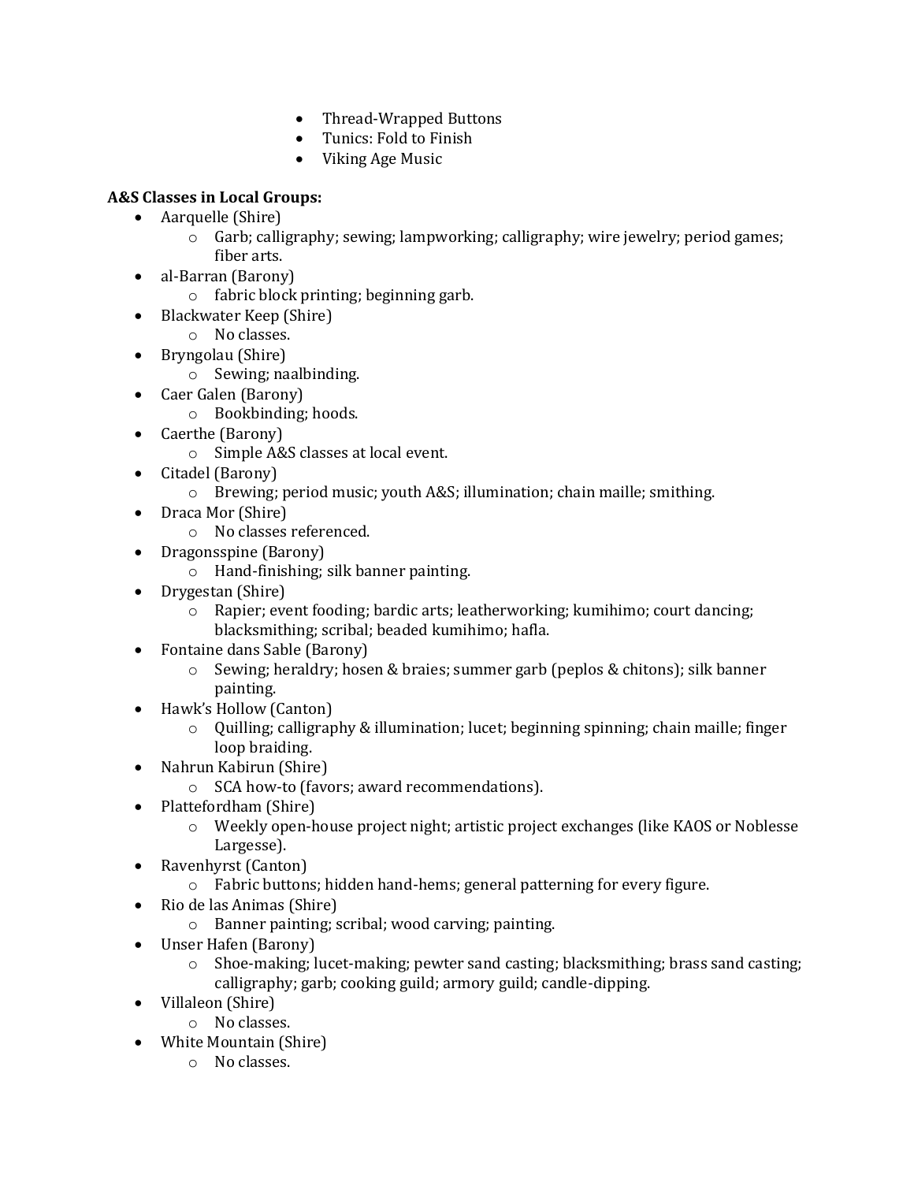- Thread-Wrapped Buttons
- Tunics: Fold to Finish
- Viking Age Music

**A&S Classes in Local Groups:**

- Aarquelle (Shire)
  - Garb; calligraphy; sewing; lampworking; calligraphy; wire jewelry; period games; fiber arts.
- al-Barran (Barony)
  - fabric block printing; beginning garb.
- Blackwater Keep (Shire)
  - No classes.
- Bryngolau (Shire)
  - Sewing; naalbinding.
- Caer Galen (Barony)
  - Bookbinding; hoods.
- Caerthe (Barony)
  - Simple A&S classes at local event.
- Citadel (Barony)
  - Brewing; period music; youth A&S; illumination; chain maille; smithing.
- Draca Mor (Shire)
  - No classes referenced.
- Dragonsspine (Barony)
  - Hand-finishing; silk banner painting.
- Drygestan (Shire)
  - Rapier; event fooding; bardic arts; leatherworking; kumihimo; court dancing; blacksmithing; scribal; beaded kumihimo; hafla.
- Fontaine dans Sable (Barony)
  - Sewing; heraldry; hosen & braies; summer garb (peplos & chitons); silk banner painting.
- Hawk's Hollow (Canton)
  - Quilling; calligraphy & illumination; lucet; beginning spinning; chain maille; finger loop braiding.
- Nahrun Kabirun (Shire)
  - SCA how-to (favors; award recommendations).
- Plattefordham (Shire)
  - Weekly open-house project night; artistic project exchanges (like KAOS or Noblesse Largesse).
- Ravenhyrst (Canton)
  - Fabric buttons; hidden hand-hems; general patterning for every figure.
- Rio de las Animas (Shire)
  - Banner painting; scribal; wood carving; painting.
- Unser Hafen (Barony)
  - Shoe-making; lucet-making; pewter sand casting; blacksmithing; brass sand casting; calligraphy; garb; cooking guild; armory guild; candle-dipping.
- Villaleon (Shire)
  - No classes.
- White Mountain (Shire)
  - No classes.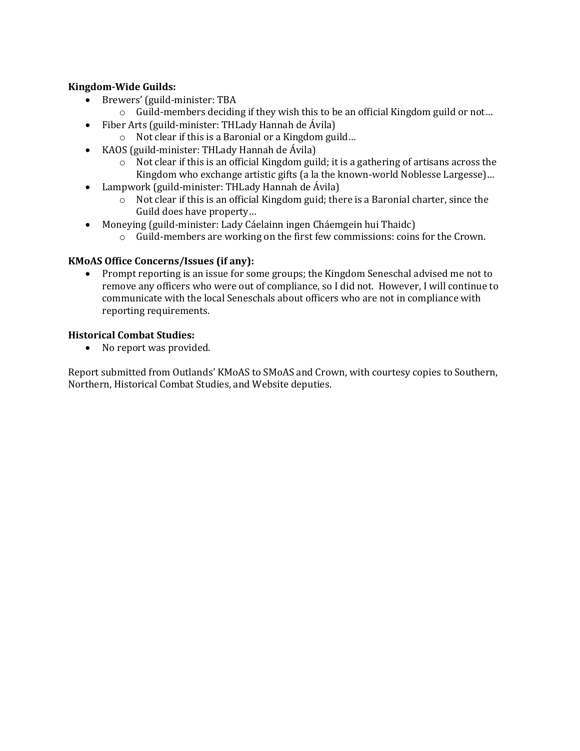**Kingdom-Wide Guilds:**

- Brewers' (guild-minister: TBA
  - Guild-members deciding if they wish this to be an official Kingdom guild or not…
- Fiber Arts (guild-minister: THLady Hannah de Ávila)
  - Not clear if this is a Baronial or a Kingdom guild…
- KAOS (guild-minister: THLady Hannah de Ávila)
  - Not clear if this is an official Kingdom guild; it is a gathering of artisans across the Kingdom who exchange artistic gifts (a la the known-world Noblesse Largesse)…
- Lampwork (guild-minister: THLady Hannah de Ávila)
  - Not clear if this is an official Kingdom guid; there is a Baronial charter, since the Guild does have property…
- Moneying (guild-minister: Lady Cáelainn ingen Cháemgein hui Thaidc)
  - Guild-members are working on the first few commissions: coins for the Crown.

**KMoAS Office Concerns/Issues (if any):**

- Prompt reporting is an issue for some groups; the Kingdom Seneschal advised me not to remove any officers who were out of compliance, so I did not. However, I will continue to communicate with the local Seneschals about officers who are not in compliance with reporting requirements.

**Historical Combat Studies:**

- No report was provided.

Report submitted from Outlands' KMoAS to SMoAS and Crown, with courtesy copies to Southern, Northern, Historical Combat Studies, and Website deputies.